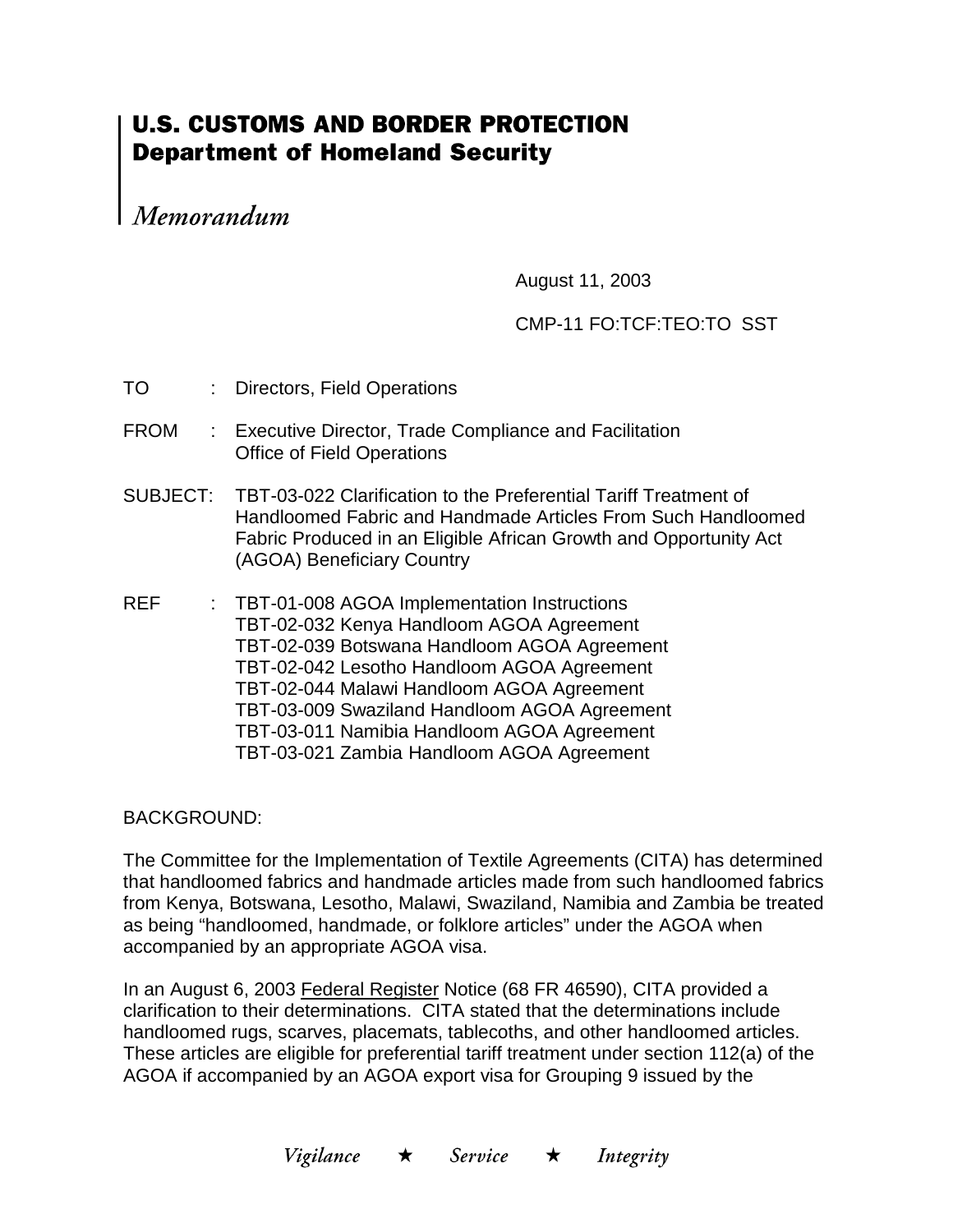# U.S. CUSTOMS AND BORDER PROTECTION
## Department of Homeland Security

*Memorandum*

August 11, 2003

CMP-11 FO:TCF:TEO:TO SST

TO : Directors, Field Operations

FROM : Executive Director, Trade Compliance and Facilitation
Office of Field Operations

SUBJECT: TBT-03-022 Clarification to the Preferential Tariff Treatment of Handloomed Fabric and Handmade Articles From Such Handloomed Fabric Produced in an Eligible African Growth and Opportunity Act (AGOA) Beneficiary Country

REF : TBT-01-008 AGOA Implementation Instructions
TBT-02-032 Kenya Handloom AGOA Agreement
TBT-02-039 Botswana Handloom AGOA Agreement
TBT-02-042 Lesotho Handloom AGOA Agreement
TBT-02-044 Malawi Handloom AGOA Agreement
TBT-03-009 Swaziland Handloom AGOA Agreement
TBT-03-011 Namibia Handloom AGOA Agreement
TBT-03-021 Zambia Handloom AGOA Agreement

BACKGROUND:

The Committee for the Implementation of Textile Agreements (CITA) has determined that handloomed fabrics and handmade articles made from such handloomed fabrics from Kenya, Botswana, Lesotho, Malawi, Swaziland, Namibia and Zambia be treated as being "handloomed, handmade, or folklore articles" under the AGOA when accompanied by an appropriate AGOA visa.

In an August 6, 2003 Federal Register Notice (68 FR 46590), CITA provided a clarification to their determinations. CITA stated that the determinations include handloomed rugs, scarves, placemats, tablecoths, and other handloomed articles. These articles are eligible for preferential tariff treatment under section 112(a) of the AGOA if accompanied by an AGOA export visa for Grouping 9 issued by the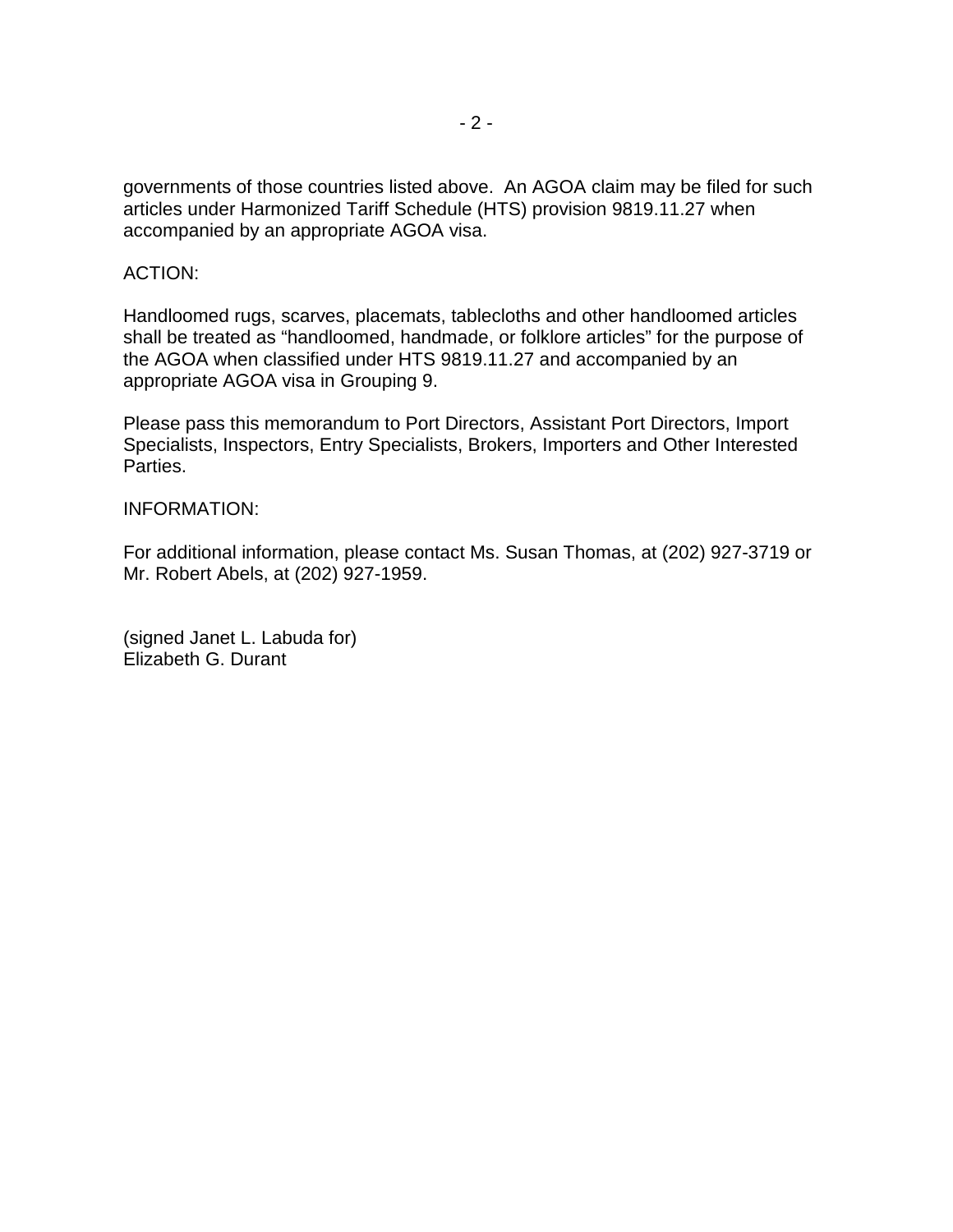governments of those countries listed above. An AGOA claim may be filed for such articles under Harmonized Tariff Schedule (HTS) provision 9819.11.27 when accompanied by an appropriate AGOA visa.

ACTION:

Handloomed rugs, scarves, placemats, tablecloths and other handloomed articles shall be treated as "handloomed, handmade, or folklore articles" for the purpose of the AGOA when classified under HTS 9819.11.27 and accompanied by an appropriate AGOA visa in Grouping 9.

Please pass this memorandum to Port Directors, Assistant Port Directors, Import Specialists, Inspectors, Entry Specialists, Brokers, Importers and Other Interested Parties.

INFORMATION:

For additional information, please contact Ms. Susan Thomas, at (202) 927-3719 or Mr. Robert Abels, at (202) 927-1959.

(signed Janet L. Labuda for)
Elizabeth G. Durant